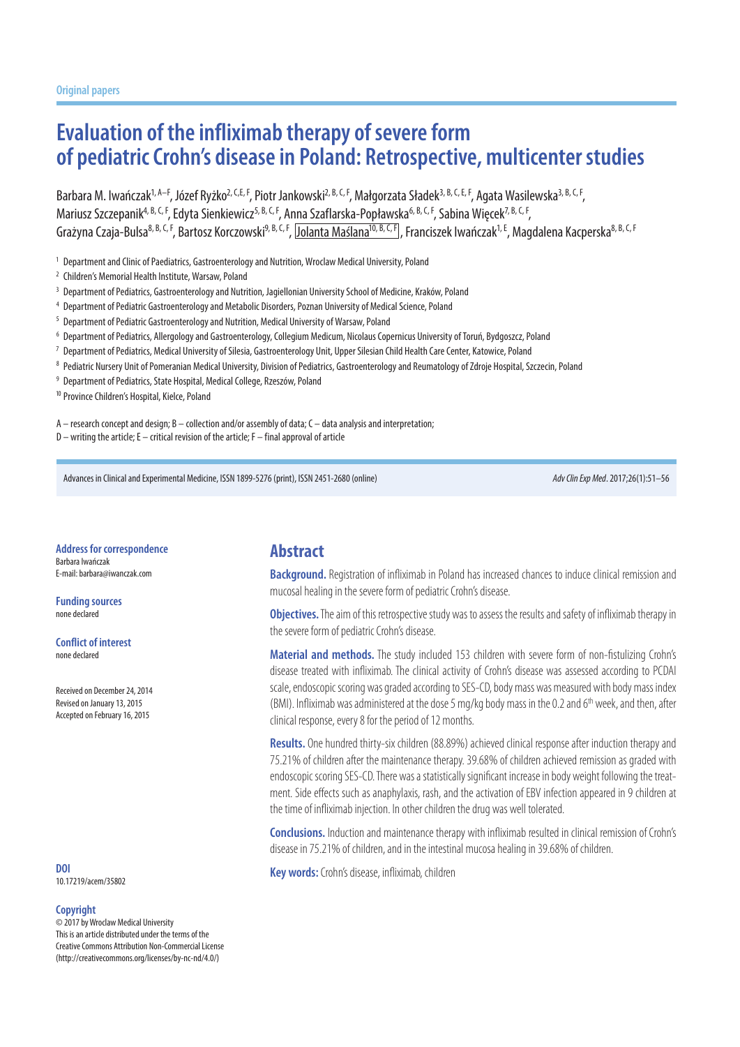Original papers

# Evaluation of the infliximab therapy of severe form of pediatric Crohn's disease in Poland: Retrospective, multicenter studies

Barbara M. Iwańczak[1, A–F], Józef Ryżko[2, C,E, F], Piotr Jankowski[2, B, C, F], Małgorzata Sładek[3, B, C, E, F], Agata Wasilewska[3, B, C, F], Mariusz Szczepanik[4, B, C, F], Edyta Sienkiewicz[5, B, C, F], Anna Szaflarska-Popławska[6, B, C, F], Sabina Więcek[7, B, C, F], Grażyna Czaja-Bulsa[8, B, C, F], Bartosz Korczowski[9, B, C, F], Jolanta Maślana[10, B, C, F], Franciszek Iwańczak[1, E], Magdalena Kacperska[8, B, C, F]

[1] Department and Clinic of Paediatrics, Gastroenterology and Nutrition, Wroclaw Medical University, Poland
[2] Children's Memorial Health Institute, Warsaw, Poland
[3] Department of Pediatrics, Gastroenterology and Nutrition, Jagiellonian University School of Medicine, Kraków, Poland
[4] Department of Pediatric Gastroenterology and Metabolic Disorders, Poznan University of Medical Science, Poland
[5] Department of Pediatric Gastroenterology and Nutrition, Medical University of Warsaw, Poland
[6] Department of Pediatrics, Allergology and Gastroenterology, Collegium Medicum, Nicolaus Copernicus University of Toruń, Bydgoszcz, Poland
[7] Department of Pediatrics, Medical University of Silesia, Gastroenterology Unit, Upper Silesian Child Health Care Center, Katowice, Poland
[8] Pediatric Nursery Unit of Pomeranian Medical University, Division of Pediatrics, Gastroenterology and Reumatology of Zdroje Hospital, Szczecin, Poland
[9] Department of Pediatrics, State Hospital, Medical College, Rzeszów, Poland
[10] Province Children's Hospital, Kielce, Poland

A – research concept and design; B – collection and/or assembly of data; C – data analysis and interpretation;
D – writing the article; E – critical revision of the article; F – final approval of article

Advances in Clinical and Experimental Medicine, ISSN 1899-5276 (print), ISSN 2451-2680 (online)

*Adv Clin Exp Med*. 2017;26(1):51–56

**Address for correspondence**
Barbara Iwańczak
E-mail: barbara@iwanczak.com

**Funding sources**
none declared

**Conflict of interest**
none declared

Received on December 24, 2014
Revised on January 13, 2015
Accepted on February 16, 2015

## Abstract

**Background.** Registration of infliximab in Poland has increased chances to induce clinical remission and mucosal healing in the severe form of pediatric Crohn's disease.

**Objectives.** The aim of this retrospective study was to assess the results and safety of infliximab therapy in the severe form of pediatric Crohn's disease.

**Material and methods.** The study included 153 children with severe form of non-fistulizing Crohn's disease treated with infliximab. The clinical activity of Crohn's disease was assessed according to PCDAI scale, endoscopic scoring was graded according to SES-CD, body mass was measured with body mass index (BMI). Infliximab was administered at the dose 5 mg/kg body mass in the 0.2 and 6th week, and then, after clinical response, every 8 for the period of 12 months.

**Results.** One hundred thirty-six children (88.89%) achieved clinical response after induction therapy and 75.21% of children after the maintenance therapy. 39.68% of children achieved remission as graded with endoscopic scoring SES-CD. There was a statistically significant increase in body weight following the treatment. Side effects such as anaphylaxis, rash, and the activation of EBV infection appeared in 9 children at the time of infliximab injection. In other children the drug was well tolerated.

**Conclusions.** Induction and maintenance therapy with infliximab resulted in clinical remission of Crohn's disease in 75.21% of children, and in the intestinal mucosa healing in 39.68% of children.

**Key words:** Crohn's disease, infliximab, children

**DOI**
10.17219/acem/35802

**Copyright**
© 2017 by Wroclaw Medical University
This is an article distributed under the terms of the Creative Commons Attribution Non-Commercial License (http://creativecommons.org/licenses/by-nc-nd/4.0/)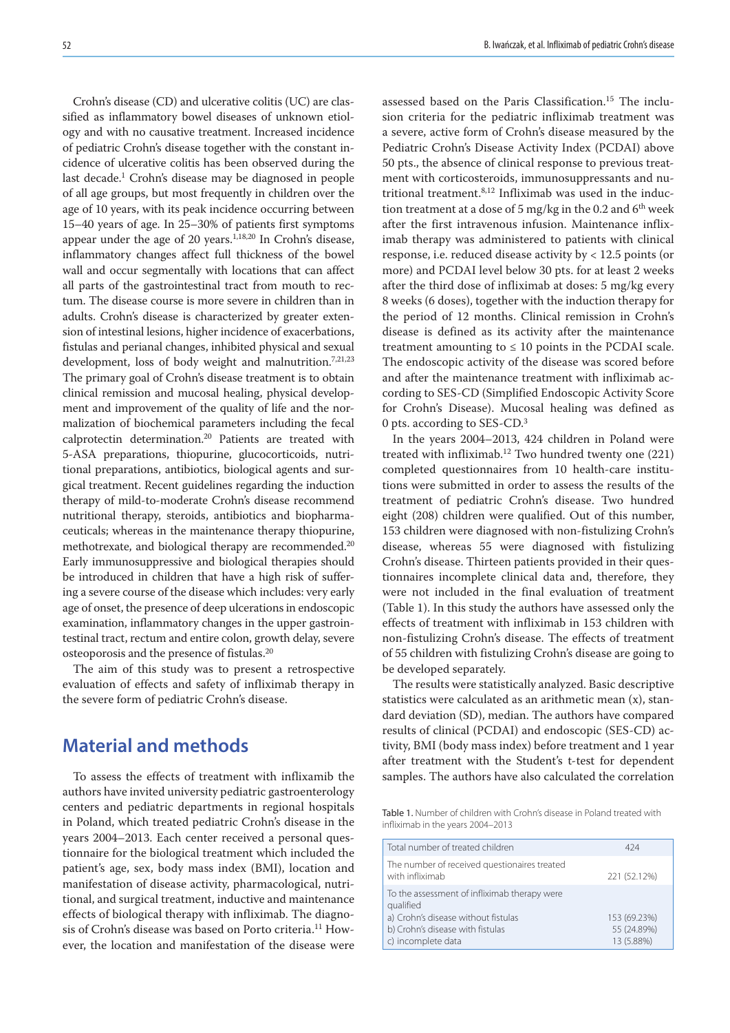Crohn's disease (CD) and ulcerative colitis (UC) are classified as inflammatory bowel diseases of unknown etiology and with no causative treatment. Increased incidence of pediatric Crohn's disease together with the constant incidence of ulcerative colitis has been observed during the last decade.[1] Crohn's disease may be diagnosed in people of all age groups, but most frequently in children over the age of 10 years, with its peak incidence occurring between 15–40 years of age. In 25–30% of patients first symptoms appear under the age of 20 years.[1,18,20] In Crohn's disease, inflammatory changes affect full thickness of the bowel wall and occur segmentally with locations that can affect all parts of the gastrointestinal tract from mouth to rectum. The disease course is more severe in children than in adults. Crohn's disease is characterized by greater extension of intestinal lesions, higher incidence of exacerbations, fistulas and perianal changes, inhibited physical and sexual development, loss of body weight and malnutrition.[7,21,23] The primary goal of Crohn's disease treatment is to obtain clinical remission and mucosal healing, physical development and improvement of the quality of life and the normalization of biochemical parameters including the fecal calprotectin determination.[20] Patients are treated with 5-ASA preparations, thiopurine, glucocorticoids, nutritional preparations, antibiotics, biological agents and surgical treatment. Recent guidelines regarding the induction therapy of mild-to-moderate Crohn's disease recommend nutritional therapy, steroids, antibiotics and biopharmaceuticals; whereas in the maintenance therapy thiopurine, methotrexate, and biological therapy are recommended.[20] Early immunosuppressive and biological therapies should be introduced in children that have a high risk of suffering a severe course of the disease which includes: very early age of onset, the presence of deep ulcerations in endoscopic examination, inflammatory changes in the upper gastrointestinal tract, rectum and entire colon, growth delay, severe osteoporosis and the presence of fistulas.[20]

The aim of this study was to present a retrospective evaluation of effects and safety of infliximab therapy in the severe form of pediatric Crohn's disease.

## Material and methods

To assess the effects of treatment with inflixamib the authors have invited university pediatric gastroenterology centers and pediatric departments in regional hospitals in Poland, which treated pediatric Crohn's disease in the years 2004–2013. Each center received a personal questionnaire for the biological treatment which included the patient's age, sex, body mass index (BMI), location and manifestation of disease activity, pharmacological, nutritional, and surgical treatment, inductive and maintenance effects of biological therapy with infliximab. The diagnosis of Crohn's disease was based on Porto criteria.[11] However, the location and manifestation of the disease were assessed based on the Paris Classification.[15] The inclusion criteria for the pediatric infliximab treatment was a severe, active form of Crohn's disease measured by the Pediatric Crohn's Disease Activity Index (PCDAI) above 50 pts., the absence of clinical response to previous treatment with corticosteroids, immunosuppressants and nutritional treatment.[8,12] Infliximab was used in the induction treatment at a dose of 5 mg/kg in the 0.2 and 6th week after the first intravenous infusion. Maintenance infliximab therapy was administered to patients with clinical response, i.e. reduced disease activity by < 12.5 points (or more) and PCDAI level below 30 pts. for at least 2 weeks after the third dose of infliximab at doses: 5 mg/kg every 8 weeks (6 doses), together with the induction therapy for the period of 12 months. Clinical remission in Crohn's disease is defined as its activity after the maintenance treatment amounting to ≤ 10 points in the PCDAI scale. The endoscopic activity of the disease was scored before and after the maintenance treatment with infliximab according to SES-CD (Simplified Endoscopic Activity Score for Crohn's Disease). Mucosal healing was defined as 0 pts. according to SES-CD.[3]

In the years 2004–2013, 424 children in Poland were treated with infliximab.[12] Two hundred twenty one (221) completed questionnaires from 10 health-care institutions were submitted in order to assess the results of the treatment of pediatric Crohn's disease. Two hundred eight (208) children were qualified. Out of this number, 153 children were diagnosed with non-fistulizing Crohn's disease, whereas 55 were diagnosed with fistulizing Crohn's disease. Thirteen patients provided in their questionnaires incomplete clinical data and, therefore, they were not included in the final evaluation of treatment (Table 1). In this study the authors have assessed only the effects of treatment with infliximab in 153 children with non-fistulizing Crohn's disease. The effects of treatment of 55 children with fistulizing Crohn's disease are going to be developed separately.

The results were statistically analyzed. Basic descriptive statistics were calculated as an arithmetic mean (x), standard deviation (SD), median. The authors have compared results of clinical (PCDAI) and endoscopic (SES-CD) activity, BMI (body mass index) before treatment and 1 year after treatment with the Student's t-test for dependent samples. The authors have also calculated the correlation

Table 1. Number of children with Crohn's disease in Poland treated with infliximab in the years 2004–2013

| | |
|---|---|
| Total number of treated children | 424 |
| The number of received questionaires treated with infliximab | 221 (52.12%) |
| To the assessment of infliximab therapy were qualified<br>a) Crohn's disease without fistulas<br>b) Crohn's disease with fistulas<br>c) incomplete data | <br>153 (69.23%)<br>55 (24.89%)<br>13 (5.88%) |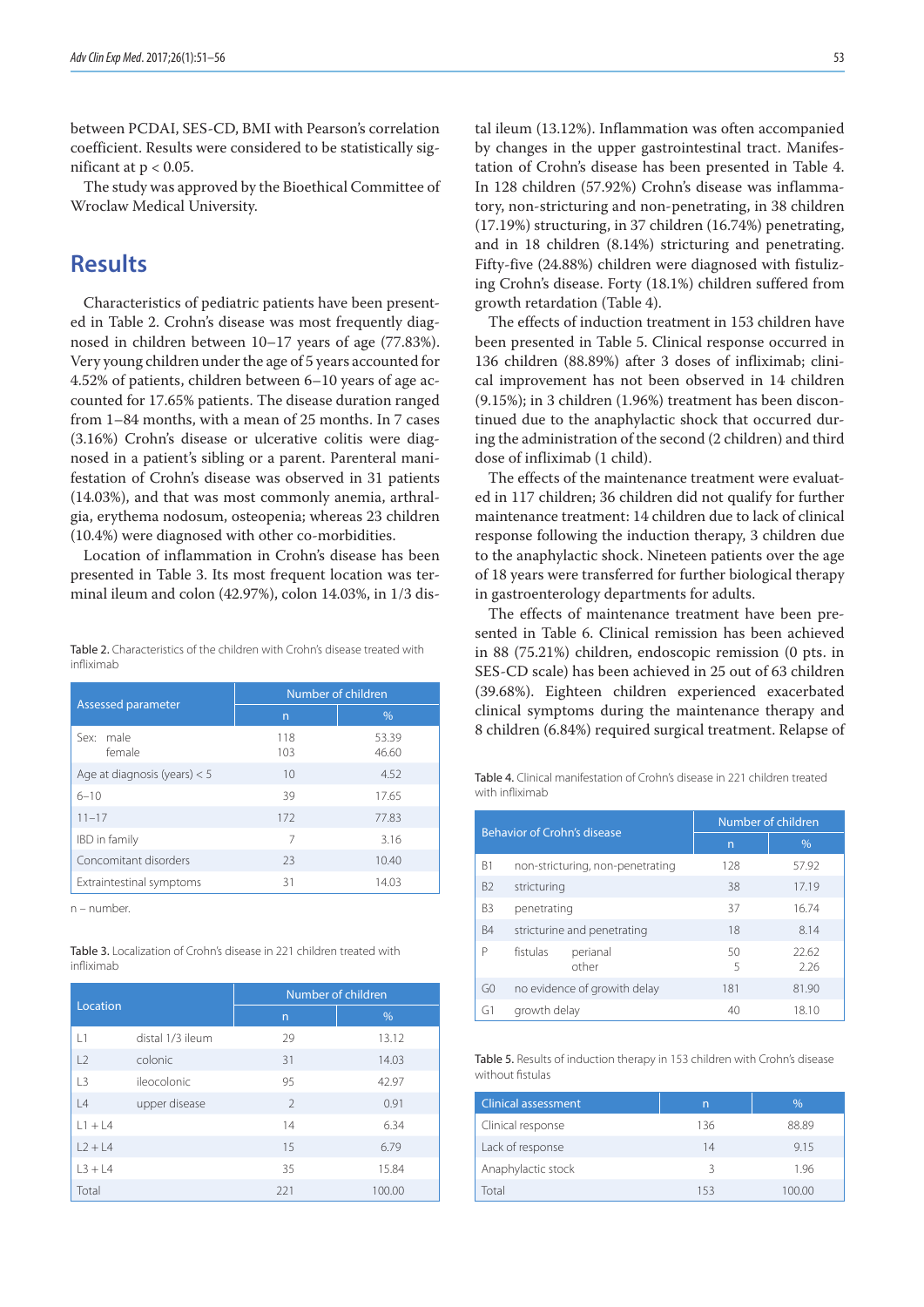between PCDAI, SES-CD, BMI with Pearson's correlation coefficient. Results were considered to be statistically significant at $p < 0.05$.

The study was approved by the Bioethical Committee of Wroclaw Medical University.

## Results

Characteristics of pediatric patients have been presented in Table 2. Crohn's disease was most frequently diagnosed in children between 10–17 years of age (77.83%). Very young children under the age of 5 years accounted for 4.52% of patients, children between 6–10 years of age accounted for 17.65% patients. The disease duration ranged from 1–84 months, with a mean of 25 months. In 7 cases (3.16%) Crohn's disease or ulcerative colitis were diagnosed in a patient's sibling or a parent. Parenteral manifestation of Crohn's disease was observed in 31 patients (14.03%), and that was most commonly anemia, arthralgia, erythema nodosum, osteopenia; whereas 23 children (10.4%) were diagnosed with other co-morbidities.

Location of inflammation in Crohn's disease has been presented in Table 3. Its most frequent location was terminal ileum and colon (42.97%), colon 14.03%, in 1/3 distal ileum (13.12%). Inflammation was often accompanied by changes in the upper gastrointestinal tract. Manifestation of Crohn's disease has been presented in Table 4. In 128 children (57.92%) Crohn's disease was inflammatory, non-stricturing and non-penetrating, in 38 children (17.19%) structuring, in 37 children (16.74%) penetrating, and in 18 children (8.14%) stricturing and penetrating. Fifty-five (24.88%) children were diagnosed with fistulizing Crohn's disease. Forty (18.1%) children suffered from growth retardation (Table 4).

The effects of induction treatment in 153 children have been presented in Table 5. Clinical response occurred in 136 children (88.89%) after 3 doses of infliximab; clinical improvement has not been observed in 14 children (9.15%); in 3 children (1.96%) treatment has been discontinued due to the anaphylactic shock that occurred during the administration of the second (2 children) and third dose of infliximab (1 child).

The effects of the maintenance treatment were evaluated in 117 children; 36 children did not qualify for further maintenance treatment: 14 children due to lack of clinical response following the induction therapy, 3 children due to the anaphylactic shock. Nineteen patients over the age of 18 years were transferred for further biological therapy in gastroenterology departments for adults.

The effects of maintenance treatment have been presented in Table 6. Clinical remission has been achieved in 88 (75.21%) children, endoscopic remission (0 pts. in SES-CD scale) has been achieved in 25 out of 63 children (39.68%). Eighteen children experienced exacerbated clinical symptoms during the maintenance therapy and 8 children (6.84%) required surgical treatment. Relapse of

Table 2. Characteristics of the children with Crohn's disease treated with infliximab

| Assessed parameter | Number of children | |
|---|---|---|
| | n | % |
| Sex: male<br>female | 118<br>103 | 53.39<br>46.60 |
| Age at diagnosis (years) < 5 | 10 | 4.52 |
| 6–10 | 39 | 17.65 |
| 11–17 | 172 | 77.83 |
| IBD in family | 7 | 3.16 |
| Concomitant disorders | 23 | 10.40 |
| Extraintestinal symptoms | 31 | 14.03 |

n – number.

Table 3. Localization of Crohn's disease in 221 children treated with infliximab

| Location | | Number of children | |
|---|---|---|---|
| | | n | % |
| L1 | distal 1/3 ileum | 29 | 13.12 |
| L2 | colonic | 31 | 14.03 |
| L3 | ileocolonic | 95 | 42.97 |
| L4 | upper disease | 2 | 0.91 |
| L1 + L4 | | 14 | 6.34 |
| L2 + L4 | | 15 | 6.79 |
| L3 + L4 | | 35 | 15.84 |
| Total | | 221 | 100.00 |

Table 4. Clinical manifestation of Crohn's disease in 221 children treated with infliximab

| Behavior of Crohn's disease | | Number of children | |
|---|---|---|---|
| | | n | % |
| B1 | non-stricturing, non-penetrating | 128 | 57.92 |
| B2 | stricturing | 38 | 17.19 |
| B3 | penetrating | 37 | 16.74 |
| B4 | stricturine and penetrating | 18 | 8.14 |
| P | fistulas perianal<br>other | 50<br>5 | 22.62<br>2.26 |
| G0 | no evidence of growth delay | 181 | 81.90 |
| G1 | growth delay | 40 | 18.10 |

Table 5. Results of induction therapy in 153 children with Crohn's disease without fistulas

| Clinical assessment | n | % |
|---|---|---|
| Clinical response | 136 | 88.89 |
| Lack of response | 14 | 9.15 |
| Anaphylactic stock | 3 | 1.96 |
| Total | 153 | 100.00 |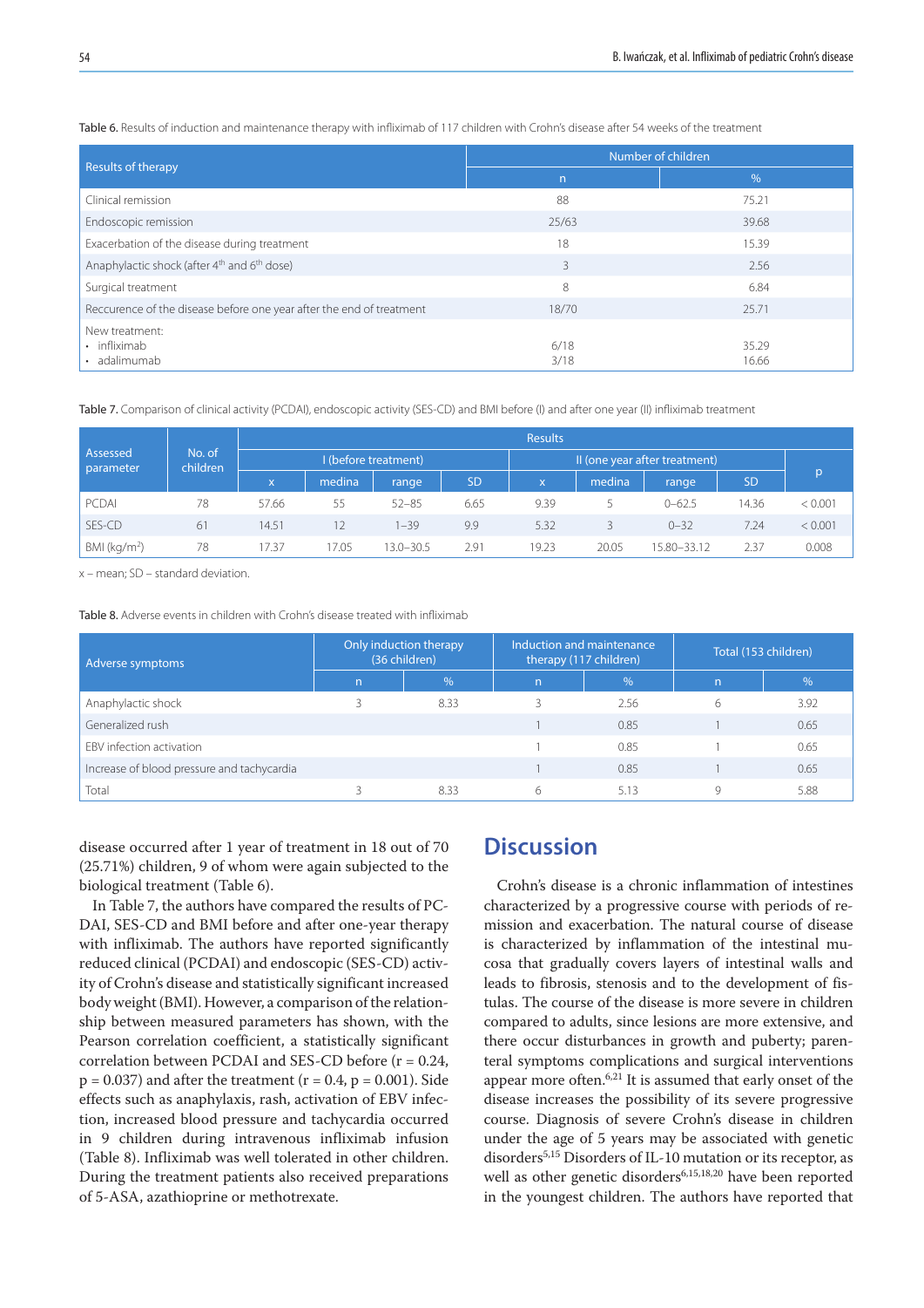Table 6. Results of induction and maintenance therapy with infliximab of 117 children with Crohn's disease after 54 weeks of the treatment

| Results of therapy | Number of children | |
|---|---|---|
| | n | % |
| Clinical remission | 88 | 75.21 |
| Endoscopic remission | 25/63 | 39.68 |
| Exacerbation of the disease during treatment | 18 | 15.39 |
| Anaphylactic shock (after 4th and 6th dose) | 3 | 2.56 |
| Surgical treatment | 8 | 6.84 |
| Reccurence of the disease before one year after the end of treatment | 18/70 | 25.71 |
| New treatment: | | |
| • infliximab | 6/18 | 35.29 |
| • adalimumab | 3/18 | 16.66 |

Table 7. Comparison of clinical activity (PCDAI), endoscopic activity (SES-CD) and BMI before (I) and after one year (II) infliximab treatment

| Assessed parameter | No. of children | Results | | | | | | | | |
|---|---|---|---|---|---|---|---|---|---|---|
| | | I (before treatment) | | | | II (one year after treatment) | | | | p |
| | | x | medina | range | SD | x | medina | range | SD | |
| PCDAI | 78 | 57.66 | 55 | 52–85 | 6.65 | 9.39 | 5 | 0–62.5 | 14.36 | < 0.001 |
| SES-CD | 61 | 14.51 | 12 | 1–39 | 9.9 | 5.32 | 3 | 0–32 | 7.24 | < 0.001 |
| BMI (kg/m$^2$) | 78 | 17.37 | 17.05 | 13.0–30.5 | 2.91 | 19.23 | 20.05 | 15.80–33.12 | 2.37 | 0.008 |

x – mean; SD – standard deviation.

Table 8. Adverse events in children with Crohn's disease treated with infliximab

| Adverse symptoms | Only induction therapy (36 children) | | Induction and maintenance therapy (117 children) | | Total (153 children) | |
|---|---|---|---|---|---|---|
| | n | % | n | % | n | % |
| Anaphylactic shock | 3 | 8.33 | 3 | 2.56 | 6 | 3.92 |
| Generalized rush | | | 1 | 0.85 | 1 | 0.65 |
| EBV infection activation | | | 1 | 0.85 | 1 | 0.65 |
| Increase of blood pressure and tachycardia | | | 1 | 0.85 | 1 | 0.65 |
| Total | 3 | 8.33 | 6 | 5.13 | 9 | 5.88 |

disease occurred after 1 year of treatment in 18 out of 70 (25.71%) children, 9 of whom were again subjected to the biological treatment (Table 6).

In Table 7, the authors have compared the results of PCDAI, SES-CD and BMI before and after one-year therapy with infliximab. The authors have reported significantly reduced clinical (PCDAI) and endoscopic (SES-CD) activity of Crohn's disease and statistically significant increased body weight (BMI). However, a comparison of the relationship between measured parameters has shown, with the Pearson correlation coefficient, a statistically significant correlation between PCDAI and SES-CD before ($r = 0.24$, $p = 0.037$) and after the treatment ($r = 0.4$, $p = 0.001$). Side effects such as anaphylaxis, rash, activation of EBV infection, increased blood pressure and tachycardia occurred in 9 children during intravenous infliximab infusion (Table 8). Infliximab was well tolerated in other children. During the treatment patients also received preparations of 5-ASA, azathioprine or methotrexate.

## Discussion

Crohn's disease is a chronic inflammation of intestines characterized by a progressive course with periods of remission and exacerbation. The natural course of disease is characterized by inflammation of the intestinal mucosa that gradually covers layers of intestinal walls and leads to fibrosis, stenosis and to the development of fistulas. The course of the disease is more severe in children compared to adults, since lesions are more extensive, and there occur disturbances in growth and puberty; parenteral symptoms complications and surgical interventions appear more often.[6,21] It is assumed that early onset of the disease increases the possibility of its severe progressive course. Diagnosis of severe Crohn's disease in children under the age of 5 years may be associated with genetic disorders[5,15] Disorders of IL-10 mutation or its receptor, as well as other genetic disorders[6,15,18,20] have been reported in the youngest children. The authors have reported that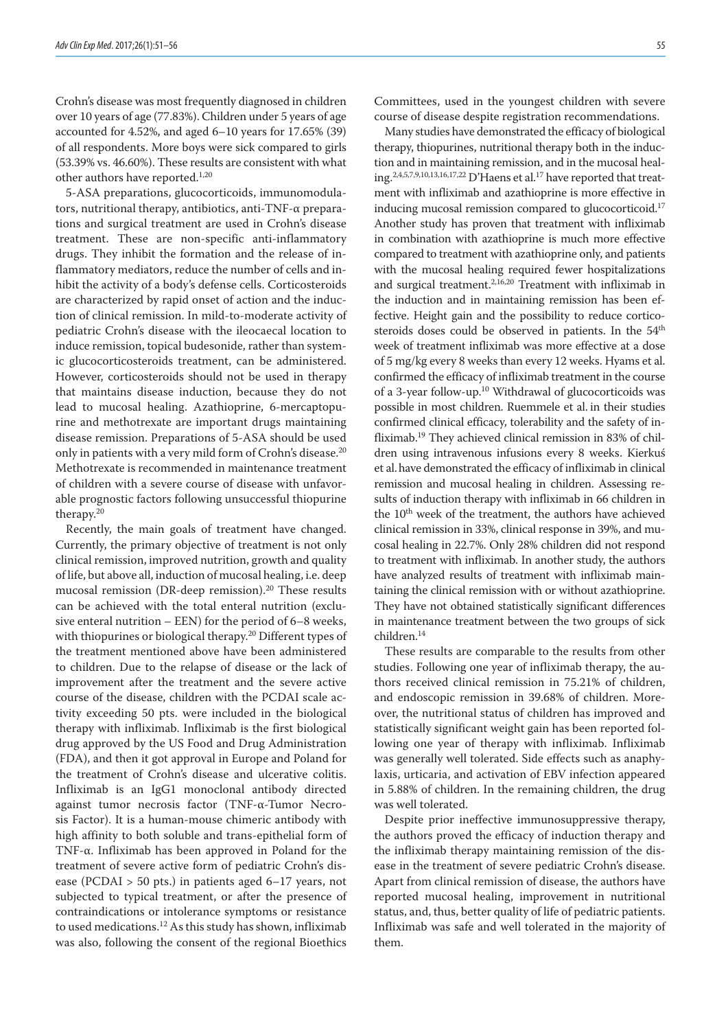Crohn's disease was most frequently diagnosed in children over 10 years of age (77.83%). Children under 5 years of age accounted for 4.52%, and aged 6–10 years for 17.65% (39) of all respondents. More boys were sick compared to girls (53.39% vs. 46.60%). These results are consistent with what other authors have reported.[1,20]

5-ASA preparations, glucocorticoids, immunomodulators, nutritional therapy, antibiotics, anti-TNF-α preparations and surgical treatment are used in Crohn's disease treatment. These are non-specific anti-inflammatory drugs. They inhibit the formation and the release of inflammatory mediators, reduce the number of cells and inhibit the activity of a body's defense cells. Corticosteroids are characterized by rapid onset of action and the induction of clinical remission. In mild-to-moderate activity of pediatric Crohn's disease with the ileocaecal location to induce remission, topical budesonide, rather than systemic glucocorticosteroids treatment, can be administered. However, corticosteroids should not be used in therapy that maintains disease induction, because they do not lead to mucosal healing. Azathioprine, 6-mercaptopurine and methotrexate are important drugs maintaining disease remission. Preparations of 5-ASA should be used only in patients with a very mild form of Crohn's disease.[20] Methotrexate is recommended in maintenance treatment of children with a severe course of disease with unfavorable prognostic factors following unsuccessful thiopurine therapy.[20]

Recently, the main goals of treatment have changed. Currently, the primary objective of treatment is not only clinical remission, improved nutrition, growth and quality of life, but above all, induction of mucosal healing, i.e. deep mucosal remission (DR-deep remission).[20] These results can be achieved with the total enteral nutrition (exclusive enteral nutrition – EEN) for the period of 6–8 weeks, with thiopurines or biological therapy.[20] Different types of the treatment mentioned above have been administered to children. Due to the relapse of disease or the lack of improvement after the treatment and the severe active course of the disease, children with the PCDAI scale activity exceeding 50 pts. were included in the biological therapy with infliximab. Infliximab is the first biological drug approved by the US Food and Drug Administration (FDA), and then it got approval in Europe and Poland for the treatment of Crohn's disease and ulcerative colitis. Infliximab is an IgG1 monoclonal antibody directed against tumor necrosis factor (TNF-α-Tumor Necrosis Factor). It is a human-mouse chimeric antibody with high affinity to both soluble and trans-epithelial form of TNF-α. Infliximab has been approved in Poland for the treatment of severe active form of pediatric Crohn's disease (PCDAI > 50 pts.) in patients aged 6–17 years, not subjected to typical treatment, or after the presence of contraindications or intolerance symptoms or resistance to used medications.[12] As this study has shown, infliximab was also, following the consent of the regional Bioethics Committees, used in the youngest children with severe course of disease despite registration recommendations.

Many studies have demonstrated the efficacy of biological therapy, thiopurines, nutritional therapy both in the induction and in maintaining remission, and in the mucosal healing.[2,4,5,7,9,10,13,16,17,22] D'Haens et al.[17] have reported that treatment with infliximab and azathioprine is more effective in inducing mucosal remission compared to glucocorticoid.[17] Another study has proven that treatment with infliximab in combination with azathioprine is much more effective compared to treatment with azathioprine only, and patients with the mucosal healing required fewer hospitalizations and surgical treatment.[2,16,20] Treatment with infliximab in the induction and in maintaining remission has been effective. Height gain and the possibility to reduce corticosteroids doses could be observed in patients. In the 54[th] week of treatment infliximab was more effective at a dose of 5 mg/kg every 8 weeks than every 12 weeks. Hyams et al. confirmed the efficacy of infliximab treatment in the course of a 3-year follow-up.[10] Withdrawal of glucocorticoids was possible in most children. Ruemmele et al. in their studies confirmed clinical efficacy, tolerability and the safety of infliximab.[19] They achieved clinical remission in 83% of children using intravenous infusions every 8 weeks. Kierkuś et al. have demonstrated the efficacy of infliximab in clinical remission and mucosal healing in children. Assessing results of induction therapy with infliximab in 66 children in the 10[th] week of the treatment, the authors have achieved clinical remission in 33%, clinical response in 39%, and mucosal healing in 22.7%. Only 28% children did not respond to treatment with infliximab. In another study, the authors have analyzed results of treatment with infliximab maintaining the clinical remission with or without azathioprine. They have not obtained statistically significant differences in maintenance treatment between the two groups of sick children.[14]

These results are comparable to the results from other studies. Following one year of infliximab therapy, the authors received clinical remission in 75.21% of children, and endoscopic remission in 39.68% of children. Moreover, the nutritional status of children has improved and statistically significant weight gain has been reported following one year of therapy with infliximab. Infliximab was generally well tolerated. Side effects such as anaphylaxis, urticaria, and activation of EBV infection appeared in 5.88% of children. In the remaining children, the drug was well tolerated.

Despite prior ineffective immunosuppressive therapy, the authors proved the efficacy of induction therapy and the infliximab therapy maintaining remission of the disease in the treatment of severe pediatric Crohn's disease. Apart from clinical remission of disease, the authors have reported mucosal healing, improvement in nutritional status, and, thus, better quality of life of pediatric patients. Infliximab was safe and well tolerated in the majority of them.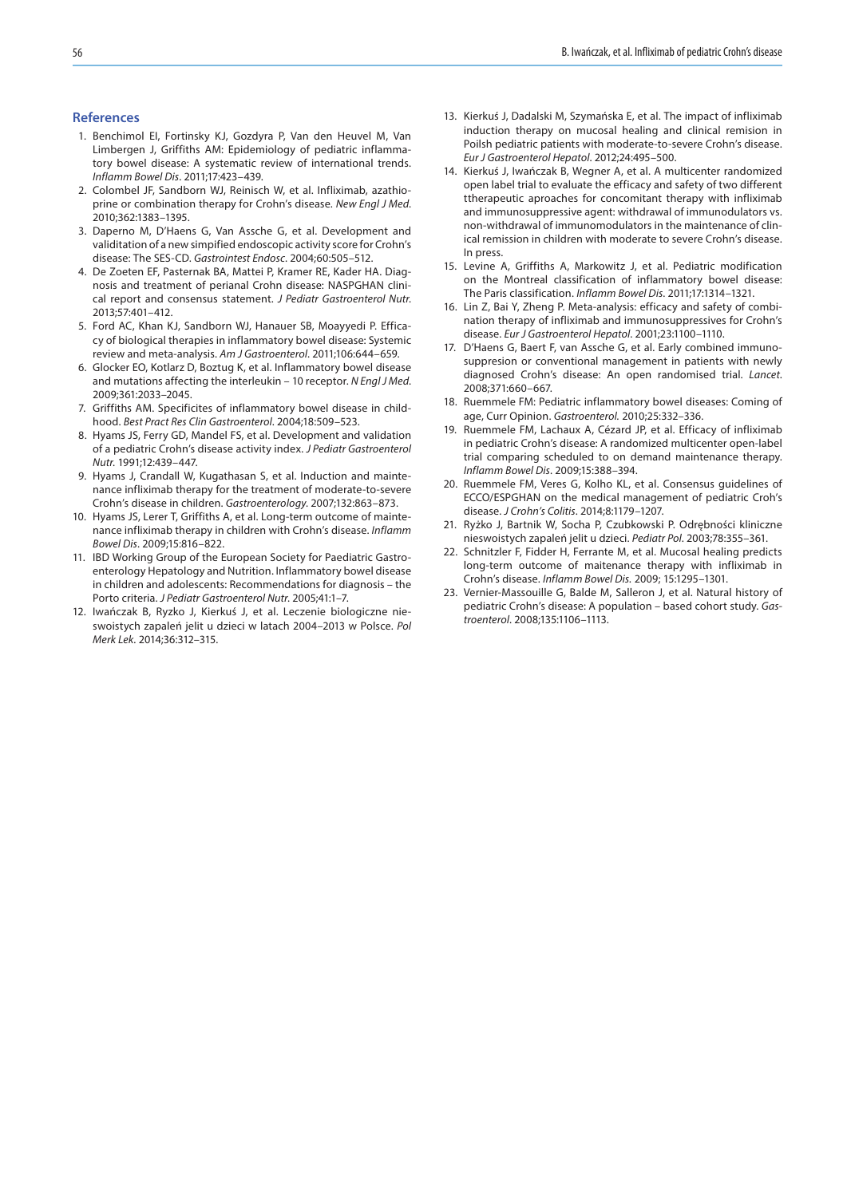## References

1. Benchimol EI, Fortinsky KJ, Gozdyra P, Van den Heuvel M, Van Limbergen J, Griffiths AM: Epidemiology of pediatric inflammatory bowel disease: A systematic review of international trends. *Inflamm Bowel Dis*. 2011;17:423–439.
2. Colombel JF, Sandborn WJ, Reinisch W, et al. Infliximab, azathioprine or combination therapy for Crohn's disease. *New Engl J Med.* 2010;362:1383–1395.
3. Daperno M, D'Haens G, Van Assche G, et al. Development and validitation of a new simpified endoscopic activity score for Crohn's disease: The SES-CD. *Gastrointest Endosc*. 2004;60:505–512.
4. De Zoeten EF, Pasternak BA, Mattei P, Kramer RE, Kader HA. Diagnosis and treatment of perianal Crohn disease: NASPGHAN clinical report and consensus statement. *J Pediatr Gastroenterol Nutr.* 2013;57:401–412.
5. Ford AC, Khan KJ, Sandborn WJ, Hanauer SB, Moayyedi P. Efficacy of biological therapies in inflammatory bowel disease: Systemic review and meta-analysis. *Am J Gastroenterol*. 2011;106:644–659.
6. Glocker EO, Kotlarz D, Boztug K, et al. Inflammatory bowel disease and mutations affecting the interleukin – 10 receptor. *N Engl J Med.* 2009;361:2033–2045.
7. Griffiths AM. Specificites of inflammatory bowel disease in childhood. *Best Pract Res Clin Gastroenterol.* 2004;18:509–523.
8. Hyams JS, Ferry GD, Mandel FS, et al. Development and validation of a pediatric Crohn's disease activity index. *J Pediatr Gastroenterol Nutr.* 1991;12:439–447.
9. Hyams J, Crandall W, Kugathasan S, et al. Induction and maintenance infliximab therapy for the treatment of moderate-to-severe Crohn's disease in children. *Gastroenterology.* 2007;132:863–873.
10. Hyams JS, Lerer T, Griffiths A, et al. Long-term outcome of maintenance infliximab therapy in children with Crohn's disease. *Inflamm Bowel Dis*. 2009;15:816–822.
11. IBD Working Group of the European Society for Paediatric Gastroenterology Hepatology and Nutrition. Inflammatory bowel disease in children and adolescents: Recommendations for diagnosis – the Porto criteria. *J Pediatr Gastroenterol Nutr.* 2005;41:1–7.
12. Iwańczak B, Ryzko J, Kierkuś J, et al. Leczenie biologiczne nieswoistych zapaleń jelit u dzieci w latach 2004–2013 w Polsce. *Pol Merk Lek*. 2014;36:312–315.
13. Kierkuś J, Dadalski M, Szymańska E, et al. The impact of infliximab induction therapy on mucosal healing and clinical remission in Poilsh pediatric patients with moderate-to-severe Crohn's disease. *Eur J Gastroenterol Hepatol*. 2012;24:495–500.
14. Kierkuś J, Iwańczak B, Wegner A, et al. A multicenter randomized open label trial to evaluate the efficacy and safety of two different ttherapeutic aproaches for concomitant therapy with infliximab and immunosuppressive agent: withdrawal of immunodulators vs. non-withdrawal of immunomodulators in the maintenance of clinical remission in children with moderate to severe Crohn's disease. In press.
15. Levine A, Griffiths A, Markowitz J, et al. Pediatric modification on the Montreal classification of inflammatory bowel disease: The Paris classification. *Inflamm Bowel Dis*. 2011;17:1314–1321.
16. Lin Z, Bai Y, Zheng P. Meta-analysis: efficacy and safety of combination therapy of infliximab and immunosuppressives for Crohn's disease. *Eur J Gastroenterol Hepatol*. 2001;23:1100–1110.
17. D'Haens G, Baert F, van Assche G, et al. Early combined immunosuppresion or conventional management in patients with newly diagnosed Crohn's disease: An open randomised trial. *Lancet.* 2008;371:660–667.
18. Ruemmele FM: Pediatric inflammatory bowel diseases: Coming of age, Curr Opinion. *Gastroenterol.* 2010;25:332–336.
19. Ruemmele FM, Lachaux A, Cézard JP, et al. Efficacy of infliximab in pediatric Crohn's disease: A randomized multicenter open-label trial comparing scheduled to on demand maintenance therapy. *Inflamm Bowel Dis*. 2009;15:388–394.
20. Ruemmele FM, Veres G, Kolho KL, et al. Consensus guidelines of ECCO/ESPGHAN on the medical management of pediatric Croh's disease. *J Crohn's Colitis*. 2014;8:1179–1207.
21. Ryżko J, Bartnik W, Socha P, Czubkowski P. Odrębności kliniczne nieswoistych zapaleń jelit u dzieci. *Pediatr Pol*. 2003;78:355–361.
22. Schnitzler F, Fidder H, Ferrante M, et al. Mucosal healing predicts long-term outcome of maitenance therapy with infliximab in Crohn's disease. *Inflamm Bowel Dis.* 2009; 15:1295–1301.
23. Vernier-Massouille G, Balde M, Salleron J, et al. Natural history of pediatric Crohn's disease: A population – based cohort study. *Gastroenterol*. 2008;135:1106–1113.